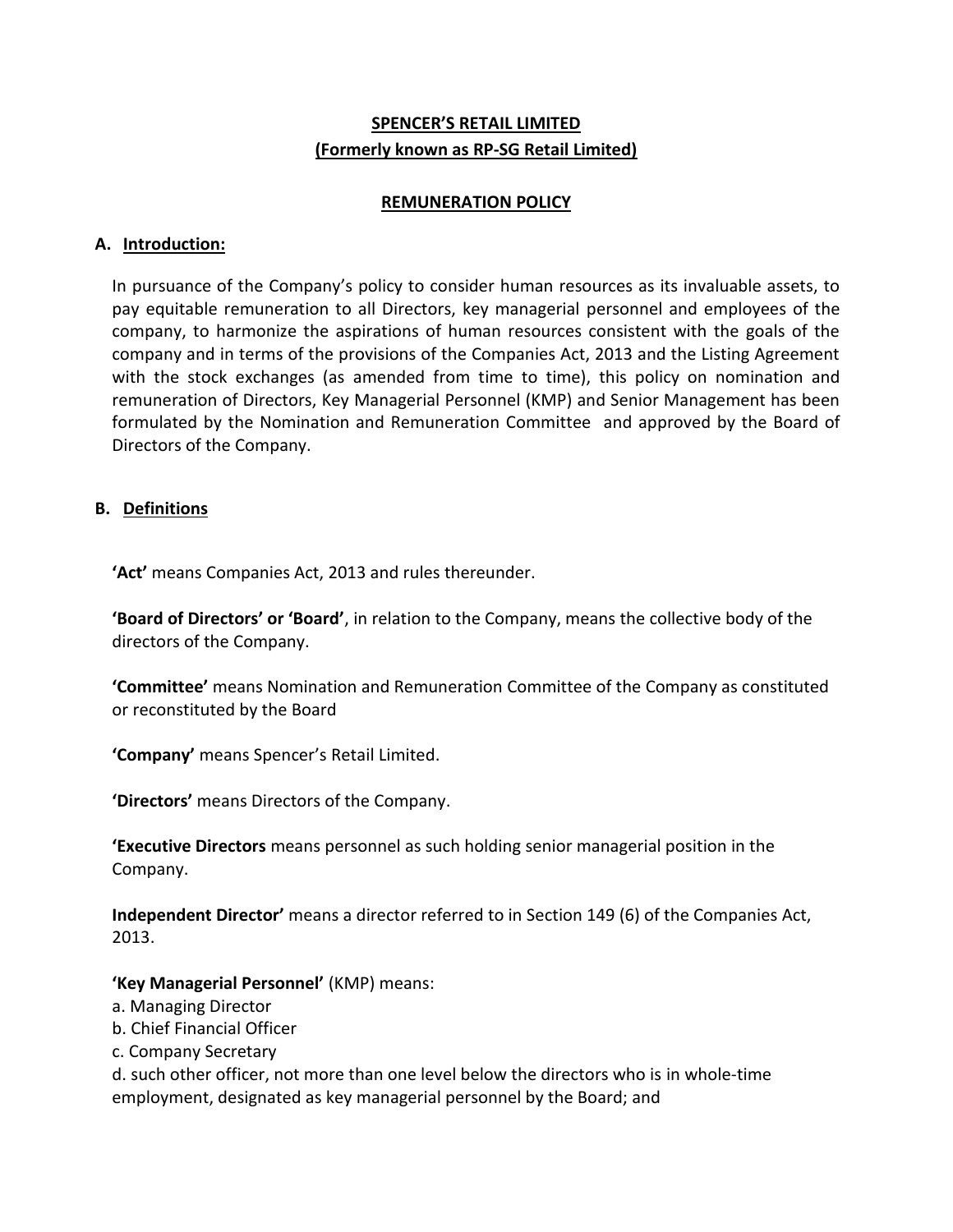# SPENCER'S RETAIL LIMITED
## (Formerly known as RP-SG Retail Limited)

## REMUNERATION POLICY

### A. Introduction:

In pursuance of the Company's policy to consider human resources as its invaluable assets, to pay equitable remuneration to all Directors, key managerial personnel and employees of the company, to harmonize the aspirations of human resources consistent with the goals of the company and in terms of the provisions of the Companies Act, 2013 and the Listing Agreement with the stock exchanges (as amended from time to time), this policy on nomination and remuneration of Directors, Key Managerial Personnel (KMP) and Senior Management has been formulated by the Nomination and Remuneration Committee and approved by the Board of Directors of the Company.

### B. Definitions

**'Act'** means Companies Act, 2013 and rules thereunder.

**'Board of Directors' or 'Board'**, in relation to the Company, means the collective body of the directors of the Company.

**'Committee'** means Nomination and Remuneration Committee of the Company as constituted or reconstituted by the Board

**'Company'** means Spencer's Retail Limited.

**'Directors'** means Directors of the Company.

**'Executive Directors** means personnel as such holding senior managerial position in the Company.

**Independent Director'** means a director referred to in Section 149 (6) of the Companies Act, 2013.

**'Key Managerial Personnel'** (KMP) means:

a. Managing Director
b. Chief Financial Officer
c. Company Secretary
d. such other officer, not more than one level below the directors who is in whole-time employment, designated as key managerial personnel by the Board; and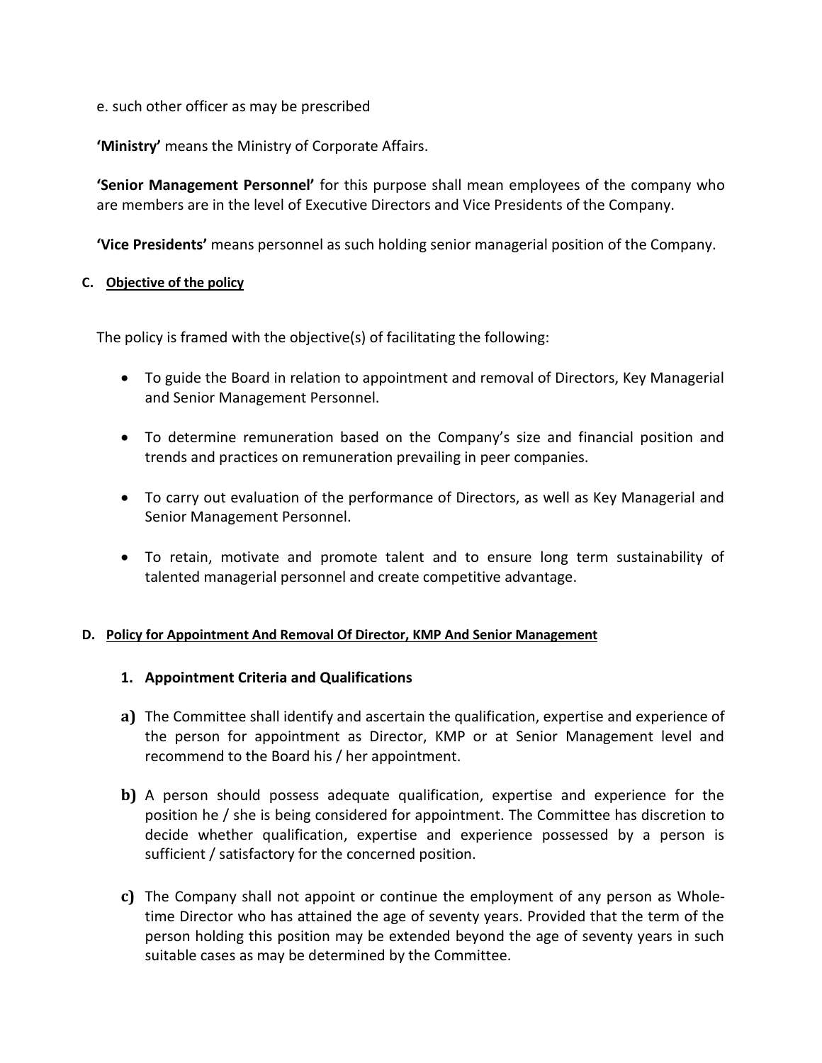e. such other officer as may be prescribed

**'Ministry'** means the Ministry of Corporate Affairs.

**'Senior Management Personnel'** for this purpose shall mean employees of the company who are members are in the level of Executive Directors and Vice Presidents of the Company.

**'Vice Presidents'** means personnel as such holding senior managerial position of the Company.

### C. Objective of the policy

The policy is framed with the objective(s) of facilitating the following:

- To guide the Board in relation to appointment and removal of Directors, Key Managerial and Senior Management Personnel.
- To determine remuneration based on the Company's size and financial position and trends and practices on remuneration prevailing in peer companies.
- To carry out evaluation of the performance of Directors, as well as Key Managerial and Senior Management Personnel.
- To retain, motivate and promote talent and to ensure long term sustainability of talented managerial personnel and create competitive advantage.

### D. Policy for Appointment And Removal Of Director, KMP And Senior Management

#### 1. Appointment Criteria and Qualifications

**a)** The Committee shall identify and ascertain the qualification, expertise and experience of the person for appointment as Director, KMP or at Senior Management level and recommend to the Board his / her appointment.

**b)** A person should possess adequate qualification, expertise and experience for the position he / she is being considered for appointment. The Committee has discretion to decide whether qualification, expertise and experience possessed by a person is sufficient / satisfactory for the concerned position.

**c)** The Company shall not appoint or continue the employment of any person as Whole-time Director who has attained the age of seventy years. Provided that the term of the person holding this position may be extended beyond the age of seventy years in such suitable cases as may be determined by the Committee.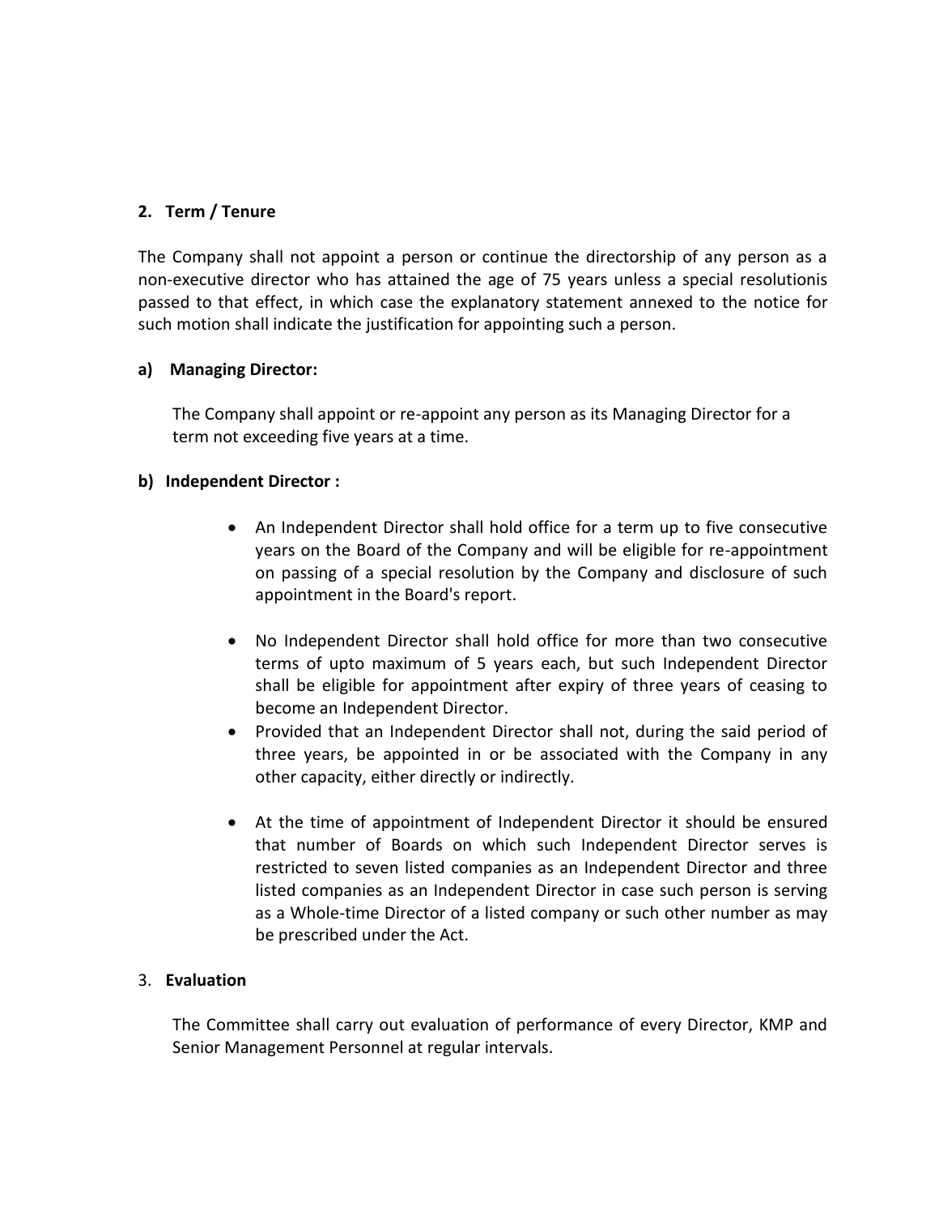**2. Term / Tenure**

The Company shall not appoint a person or continue the directorship of any person as a non-executive director who has attained the age of 75 years unless a special resolutionis passed to that effect, in which case the explanatory statement annexed to the notice for such motion shall indicate the justification for appointing such a person.

**a) Managing Director:**

The Company shall appoint or re-appoint any person as its Managing Director for a term not exceeding five years at a time.

**b) Independent Director :**

- An Independent Director shall hold office for a term up to five consecutive years on the Board of the Company and will be eligible for re-appointment on passing of a special resolution by the Company and disclosure of such appointment in the Board's report.
- No Independent Director shall hold office for more than two consecutive terms of upto maximum of 5 years each, but such Independent Director shall be eligible for appointment after expiry of three years of ceasing to become an Independent Director.
- Provided that an Independent Director shall not, during the said period of three years, be appointed in or be associated with the Company in any other capacity, either directly or indirectly.
- At the time of appointment of Independent Director it should be ensured that number of Boards on which such Independent Director serves is restricted to seven listed companies as an Independent Director and three listed companies as an Independent Director in case such person is serving as a Whole-time Director of a listed company or such other number as may be prescribed under the Act.

3. **Evaluation**

The Committee shall carry out evaluation of performance of every Director, KMP and Senior Management Personnel at regular intervals.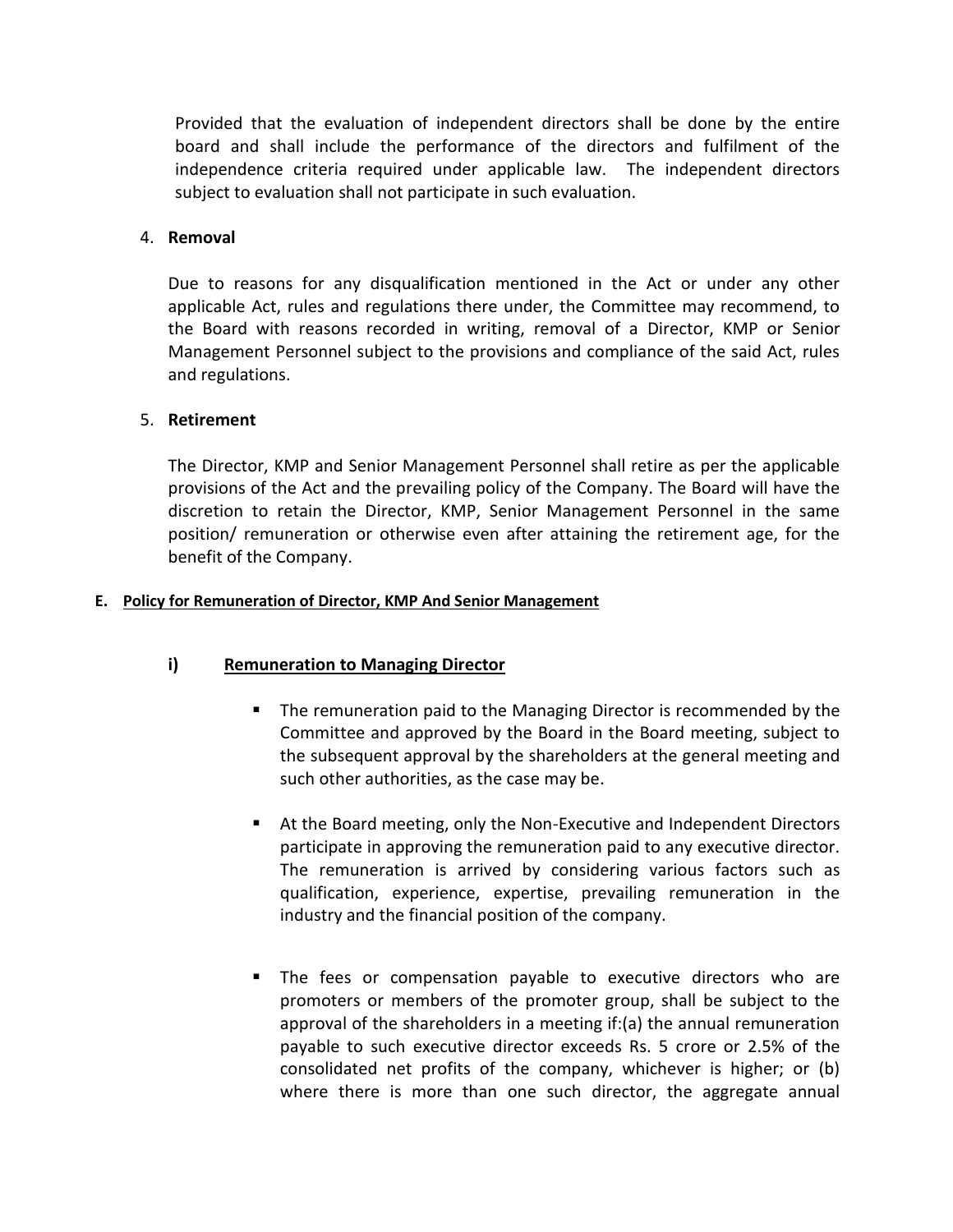Provided that the evaluation of independent directors shall be done by the entire board and shall include the performance of the directors and fulfilment of the independence criteria required under applicable law. The independent directors subject to evaluation shall not participate in such evaluation.

4. **Removal**

   Due to reasons for any disqualification mentioned in the Act or under any other applicable Act, rules and regulations there under, the Committee may recommend, to the Board with reasons recorded in writing, removal of a Director, KMP or Senior Management Personnel subject to the provisions and compliance of the said Act, rules and regulations.

5. **Retirement**

   The Director, KMP and Senior Management Personnel shall retire as per the applicable provisions of the Act and the prevailing policy of the Company. The Board will have the discretion to retain the Director, KMP, Senior Management Personnel in the same position/ remuneration or otherwise even after attaining the retirement age, for the benefit of the Company.

## E. Policy for Remuneration of Director, KMP And Senior Management

### i) Remuneration to Managing Director

- The remuneration paid to the Managing Director is recommended by the Committee and approved by the Board in the Board meeting, subject to the subsequent approval by the shareholders at the general meeting and such other authorities, as the case may be.

- At the Board meeting, only the Non-Executive and Independent Directors participate in approving the remuneration paid to any executive director. The remuneration is arrived by considering various factors such as qualification, experience, expertise, prevailing remuneration in the industry and the financial position of the company.

- The fees or compensation payable to executive directors who are promoters or members of the promoter group, shall be subject to the approval of the shareholders in a meeting if:(a) the annual remuneration payable to such executive director exceeds Rs. 5 crore or 2.5% of the consolidated net profits of the company, whichever is higher; or (b) where there is more than one such director, the aggregate annual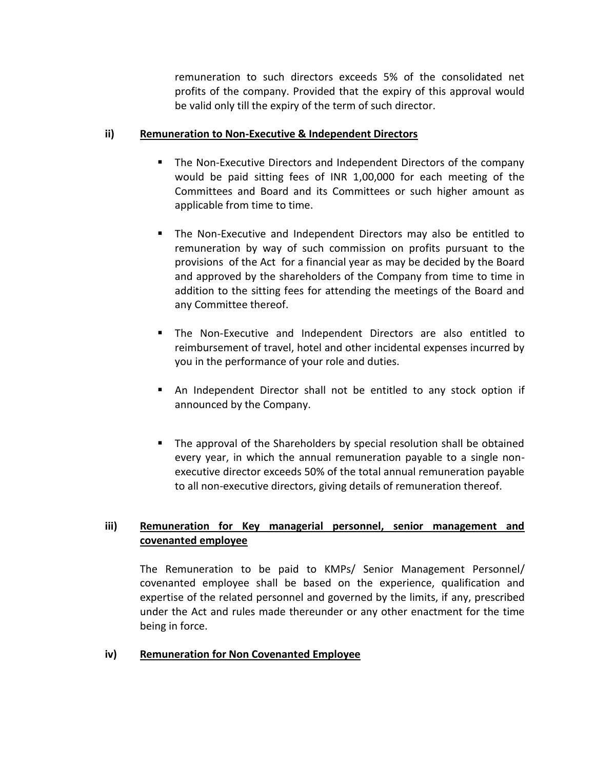remuneration to such directors exceeds 5% of the consolidated net profits of the company. Provided that the expiry of this approval would be valid only till the expiry of the term of such director.

**ii) Remuneration to Non-Executive & Independent Directors**

- The Non-Executive Directors and Independent Directors of the company would be paid sitting fees of INR 1,00,000 for each meeting of the Committees and Board and its Committees or such higher amount as applicable from time to time.

- The Non-Executive and Independent Directors may also be entitled to remuneration by way of such commission on profits pursuant to the provisions of the Act for a financial year as may be decided by the Board and approved by the shareholders of the Company from time to time in addition to the sitting fees for attending the meetings of the Board and any Committee thereof.

- The Non-Executive and Independent Directors are also entitled to reimbursement of travel, hotel and other incidental expenses incurred by you in the performance of your role and duties.

- An Independent Director shall not be entitled to any stock option if announced by the Company.

- The approval of the Shareholders by special resolution shall be obtained every year, in which the annual remuneration payable to a single non-executive director exceeds 50% of the total annual remuneration payable to all non-executive directors, giving details of remuneration thereof.

**iii) Remuneration for Key managerial personnel, senior management and covenanted employee**

The Remuneration to be paid to KMPs/ Senior Management Personnel/ covenanted employee shall be based on the experience, qualification and expertise of the related personnel and governed by the limits, if any, prescribed under the Act and rules made thereunder or any other enactment for the time being in force.

**iv) Remuneration for Non Covenanted Employee**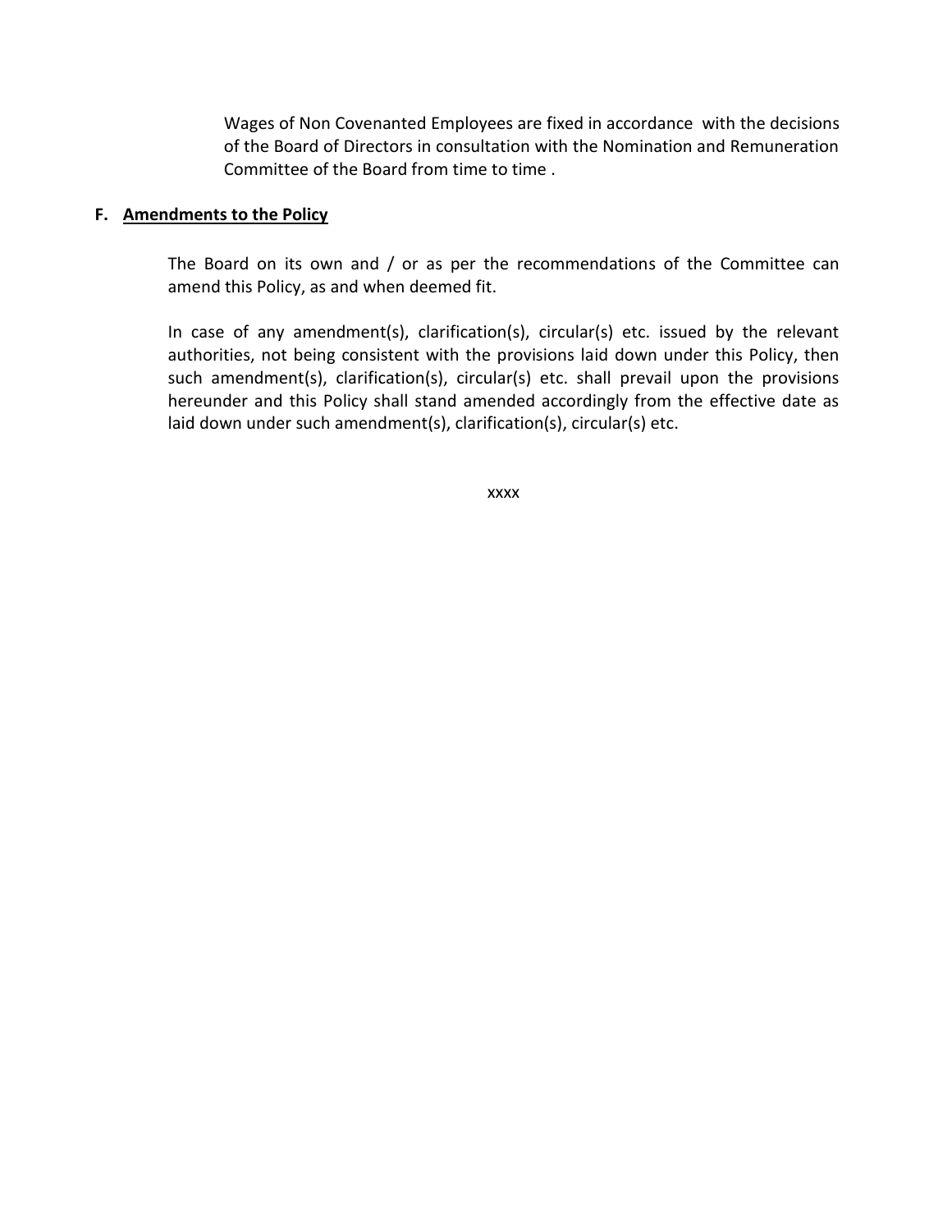Wages of Non Covenanted Employees are fixed in accordance with the decisions of the Board of Directors in consultation with the Nomination and Remuneration Committee of the Board from time to time .

## F. Amendments to the Policy

The Board on its own and / or as per the recommendations of the Committee can amend this Policy, as and when deemed fit.

In case of any amendment(s), clarification(s), circular(s) etc. issued by the relevant authorities, not being consistent with the provisions laid down under this Policy, then such amendment(s), clarification(s), circular(s) etc. shall prevail upon the provisions hereunder and this Policy shall stand amended accordingly from the effective date as laid down under such amendment(s), clarification(s), circular(s) etc.

xxxx